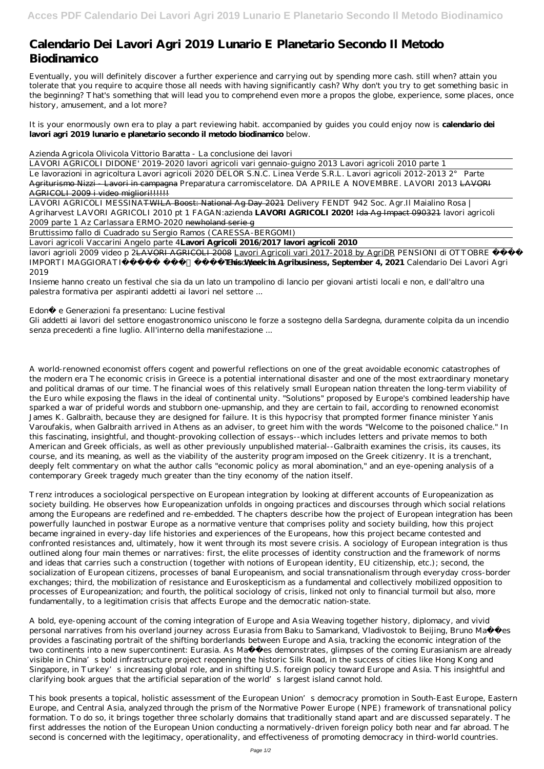# Calendario Dei Lavori Agri 2019 Lunario E Planetario Secondo Il Metodo Biodinamico

Eventually, you will definitely discover a further experience and carrying out by spending more cash. still when? attain you tolerate that you require to acquire those all needs with having significantly cash? Why don't you try to get something basic in the beginning? That's something that will lead you to comprehend even more a propos the globe, experience, some places, once history, amusement, and a lot more?

It is your enormously own era to play a part reviewing habit. accompanied by guides you could enjoy now is **calendario dei lavori agri 2019 lunario e planetario secondo il metodo biodinamico** below.

*Azienda Agricola Olivicola Vittorio Baratta - La conclusione dei lavori*

LAVORI AGRICOLI DIDONE' 2019-2020 *lavori agricoli vari gennaio-giugno 2013 Lavori agricoli 2010 parte 1*

Le lavorazioni in agricoltura *Lavori agricoli 2020 DELOR S.N.C. Linea Verde S.R.L. Lavori agricoli 2012-2013 2° Parte* ~~Agriturismo Nizzi - Lavori in campagna~~ *Preparatura carromiscelatore. DA APRILE A NOVEMBRE. LAVORI 2013* ~~LAVORI AGRICOLI 2009 i video migliori!!!!!!~~

LAVORI AGRICOLI MESSINA~~TWILA Boost: National Ag Day 2021~~ *Delivery FENDT 942 Soc. Agr.Il Maialino Rosa | Agriharvest LAVORI AGRICOLI 2010 pt 1 FAGAN:azienda* **LAVORI AGRICOLI 2020!** ~~Ida Ag Impact 090321~~ *lavori agricoli 2009 parte 1 Az Carlassara ERMO-2020* ~~newholand serie g~~

Bruttissimo fallo di Cuadrado su Sergio Ramos (CARESSA-BERGOMI)

Lavori agricoli Vaccarini Angelo parte 4**Lavori Agricoli 2016/2017 lavori agricoli 2010**

lavori agrioli 2009 video p 2~~LAVORI AGRICOLI 2008~~ Lavori Agricoli vari 2017-2018 by AgriDR *PENSIONI di OTTOBRE IMPORTI MAGGIORATI ecco chi...* **This Week in Agribusiness, September 4, 2021** *Calendario Dei Lavori Agri 2019*

Insieme hanno creato un festival che sia da un lato un trampolino di lancio per giovani artisti locali e non, e dall'altro una palestra formativa per aspiranti addetti ai lavori nel settore ...

*Edonè e Generazioni fa presentano: Lucine festival*

Gli addetti ai lavori del settore enogastronomico uniscono le forze a sostegno della Sardegna, duramente colpita da un incendio senza precedenti a fine luglio. All'interno della manifestazione ...

A world-renowned economist offers cogent and powerful reflections on one of the great avoidable economic catastrophes of the modern era The economic crisis in Greece is a potential international disaster and one of the most extraordinary monetary and political dramas of our time. The financial woes of this relatively small European nation threaten the long-term viability of the Euro while exposing the flaws in the ideal of continental unity. "Solutions" proposed by Europe's combined leadership have sparked a war of prideful words and stubborn one-upmanship, and they are certain to fail, according to renowned economist James K. Galbraith, because they are designed for failure. It is this hypocrisy that prompted former finance minister Yanis Varoufakis, when Galbraith arrived in Athens as an adviser, to greet him with the words "Welcome to the poisoned chalice." In this fascinating, insightful, and thought-provoking collection of essays--which includes letters and private memos to both American and Greek officials, as well as other previously unpublished material--Galbraith examines the crisis, its causes, its course, and its meaning, as well as the viability of the austerity program imposed on the Greek citizenry. It is a trenchant, deeply felt commentary on what the author calls "economic policy as moral abomination," and an eye-opening analysis of a contemporary Greek tragedy much greater than the tiny economy of the nation itself.

Trenz introduces a sociological perspective on European integration by looking at different accounts of Europeanization as society building. He observes how Europeanization unfolds in ongoing practices and discourses through which social relations among the Europeans are redefined and re-embedded. The chapters describe how the project of European integration has been powerfully launched in postwar Europe as a normative venture that comprises polity and society building, how this project became ingrained in every-day life histories and experiences of the Europeans, how this project became contested and confronted resistances and, ultimately, how it went through its most severe crisis. A sociology of European integration is thus outlined along four main themes or narratives: first, the elite processes of identity construction and the framework of norms and ideas that carries such a construction (together with notions of European identity, EU citizenship, etc.); second, the socialization of European citizens, processes of banal Europeanism, and social transnationalism through everyday cross-border exchanges; third, the mobilization of resistance and Euroskepticism as a fundamental and collectively mobilized opposition to processes of Europeanization; and fourth, the political sociology of crisis, linked not only to financial turmoil but also, more fundamentally, to a legitimation crisis that affects Europe and the democratic nation-state.

A bold, eye-opening account of the coming integration of Europe and Asia Weaving together history, diplomacy, and vivid personal narratives from his overland journey across Eurasia from Baku to Samarkand, Vladivostok to Beijing, Bruno Maçães provides a fascinating portrait of the shifting borderlands between Europe and Asia, tracking the economic integration of the two continents into a new supercontinent: Eurasia. As Maçães demonstrates, glimpses of the coming Eurasianism are already visible in China's bold infrastructure project reopening the historic Silk Road, in the success of cities like Hong Kong and Singapore, in Turkey's increasing global role, and in shifting U.S. foreign policy toward Europe and Asia. This insightful and clarifying book argues that the artificial separation of the world's largest island cannot hold.

This book presents a topical, holistic assessment of the European Union's democracy promotion in South-East Europe, Eastern Europe, and Central Asia, analyzed through the prism of the Normative Power Europe (NPE) framework of transnational policy formation. To do so, it brings together three scholarly domains that traditionally stand apart and are discussed separately. The first addresses the notion of the European Union conducting a normatively-driven foreign policy both near and far abroad. The second is concerned with the legitimacy, operationality, and effectiveness of promoting democracy in third-world countries.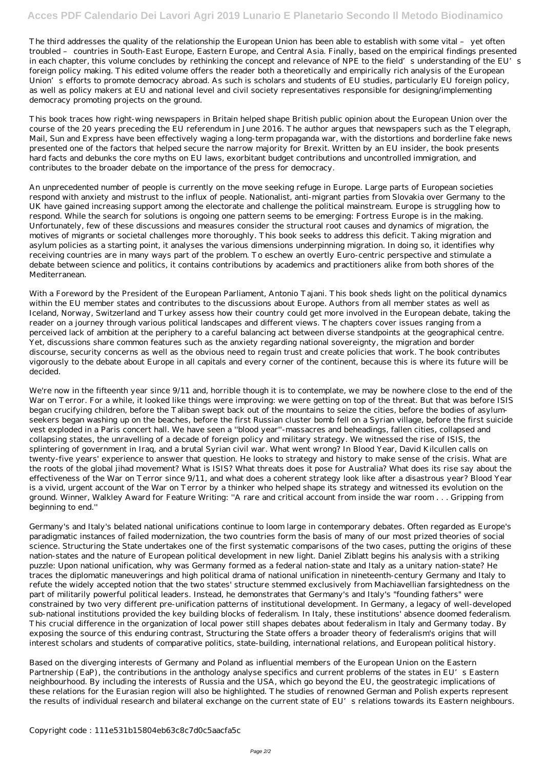The third addresses the quality of the relationship the European Union has been able to establish with some vital – yet often troubled – countries in South-East Europe, Eastern Europe, and Central Asia. Finally, based on the empirical findings presented in each chapter, this volume concludes by rethinking the concept and relevance of NPE to the field's understanding of the EU's foreign policy making. This edited volume offers the reader both a theoretically and empirically rich analysis of the European Union's efforts to promote democracy abroad. As such is scholars and students of EU studies, particularly EU foreign policy, as well as policy makers at EU and national level and civil society representatives responsible for designing/implementing democracy promoting projects on the ground.

This book traces how right-wing newspapers in Britain helped shape British public opinion about the European Union over the course of the 20 years preceding the EU referendum in June 2016. The author argues that newspapers such as the Telegraph, Mail, Sun and Express have been effectively waging a long-term propaganda war, with the distortions and borderline fake news presented one of the factors that helped secure the narrow majority for Brexit. Written by an EU insider, the book presents hard facts and debunks the core myths on EU laws, exorbitant budget contributions and uncontrolled immigration, and contributes to the broader debate on the importance of the press for democracy.

An unprecedented number of people is currently on the move seeking refuge in Europe. Large parts of European societies respond with anxiety and mistrust to the influx of people. Nationalist, anti-migrant parties from Slovakia over Germany to the UK have gained increasing support among the electorate and challenge the political mainstream. Europe is struggling how to respond. While the search for solutions is ongoing one pattern seems to be emerging: Fortress Europe is in the making. Unfortunately, few of these discussions and measures consider the structural root causes and dynamics of migration, the motives of migrants or societal challenges more thoroughly. This book seeks to address this deficit. Taking migration and asylum policies as a starting point, it analyses the various dimensions underpinning migration. In doing so, it identifies why receiving countries are in many ways part of the problem. To eschew an overtly Euro-centric perspective and stimulate a debate between science and politics, it contains contributions by academics and practitioners alike from both shores of the Mediterranean.

With a Foreword by the President of the European Parliament, Antonio Tajani. This book sheds light on the political dynamics within the EU member states and contributes to the discussions about Europe. Authors from all member states as well as Iceland, Norway, Switzerland and Turkey assess how their country could get more involved in the European debate, taking the reader on a journey through various political landscapes and different views. The chapters cover issues ranging from a perceived lack of ambition at the periphery to a careful balancing act between diverse standpoints at the geographical centre. Yet, discussions share common features such as the anxiety regarding national sovereignty, the migration and border discourse, security concerns as well as the obvious need to regain trust and create policies that work. The book contributes vigorously to the debate about Europe in all capitals and every corner of the continent, because this is where its future will be decided.

We're now in the fifteenth year since 9/11 and, horrible though it is to contemplate, we may be nowhere close to the end of the War on Terror. For a while, it looked like things were improving: we were getting on top of the threat. But that was before ISIS began crucifying children, before the Taliban swept back out of the mountains to seize the cities, before the bodies of asylum-seekers began washing up on the beaches, before the first Russian cluster bomb fell on a Syrian village, before the first suicide vest exploded in a Paris concert hall. We have seen a ''blood year''-massacres and beheadings, fallen cities, collapsed and collapsing states, the unravelling of a decade of foreign policy and military strategy. We witnessed the rise of ISIS, the splintering of government in Iraq, and a brutal Syrian civil war. What went wrong? In Blood Year, David Kilcullen calls on twenty-five years' experience to answer that question. He looks to strategy and history to make sense of the crisis. What are the roots of the global jihad movement? What is ISIS? What threats does it pose for Australia? What does its rise say about the effectiveness of the War on Terror since 9/11, and what does a coherent strategy look like after a disastrous year? Blood Year is a vivid, urgent account of the War on Terror by a thinker who helped shape its strategy and witnessed its evolution on the ground. Winner, Walkley Award for Feature Writing: ''A rare and critical account from inside the war room . . . Gripping from beginning to end.''

Germany's and Italy's belated national unifications continue to loom large in contemporary debates. Often regarded as Europe's paradigmatic instances of failed modernization, the two countries form the basis of many of our most prized theories of social science. Structuring the State undertakes one of the first systematic comparisons of the two cases, putting the origins of these nation-states and the nature of European political development in new light. Daniel Ziblatt begins his analysis with a striking puzzle: Upon national unification, why was Germany formed as a federal nation-state and Italy as a unitary nation-state? He traces the diplomatic maneuverings and high political drama of national unification in nineteenth-century Germany and Italy to refute the widely accepted notion that the two states' structure stemmed exclusively from Machiavellian farsightedness on the part of militarily powerful political leaders. Instead, he demonstrates that Germany's and Italy's "founding fathers" were constrained by two very different pre-unification patterns of institutional development. In Germany, a legacy of well-developed sub-national institutions provided the key building blocks of federalism. In Italy, these institutions' absence doomed federalism. This crucial difference in the organization of local power still shapes debates about federalism in Italy and Germany today. By exposing the source of this enduring contrast, Structuring the State offers a broader theory of federalism's origins that will interest scholars and students of comparative politics, state-building, international relations, and European political history.

Based on the diverging interests of Germany and Poland as influential members of the European Union on the Eastern Partnership (EaP), the contributions in the anthology analyse specifics and current problems of the states in EU's Eastern neighbourhood. By including the interests of Russia and the USA, which go beyond the EU, the geostrategic implications of these relations for the Eurasian region will also be highlighted. The studies of renowned German and Polish experts represent the results of individual research and bilateral exchange on the current state of EU's relations towards its Eastern neighbours.

Copyright code : 111e531b15804eb63c8c7d0c5aacfa5c